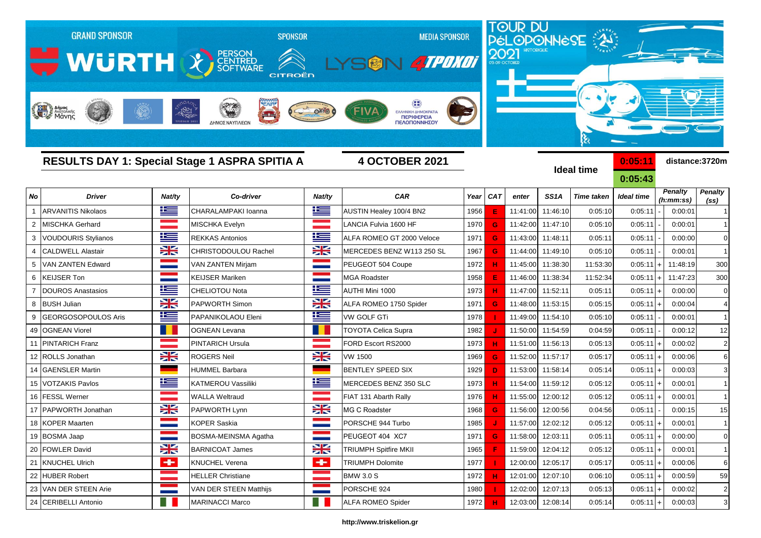GRAND SPONSOR WÜRTH — SPONSOR PERSON CENTRED SOFTWARE, CITROËN — MEDIA SPONSOR LYSON 4TPOXOI

TOUR DU PÉLOPONNÈSE 2021 HISTORIQUE 03-09 OCTOBER

## RESULTS DAY 1: Special Stage 1 ASPRA SPITIA A

**4 OCTOBER 2021**

**Ideal time** 0:05:11 / 0:05:43 — **distance:3720m**

| No | Driver | Nat/ty | Co-driver | Nat/ty | CAR | Year | CAT | enter | SS1A | Time taken | Ideal time | | Penalty (h:mm:ss) | Penalty (ss) |
|---|---|---|---|---|---|---|---|---|---|---|---|---|---|---|
| 1 | ARVANITIS Nikolaos | | CHARALAMPAKI Ioanna | | AUSTIN Healey 100/4 BN2 | 1956 | E | 11:41:00 | 11:46:10 | 0:05:10 | 0:05:11 | - | 0:00:01 | 1 |
| 2 | MISCHKA Gerhard | | MISCHKA Evelyn | | LANCIA Fulvia 1600 HF | 1970 | G | 11:42:00 | 11:47:10 | 0:05:10 | 0:05:11 | - | 0:00:01 | 1 |
| 3 | VOUDOURIS Stylianos | | REKKAS Antonios | | ALFA ROMEO GT 2000 Veloce | 1971 | G | 11:43:00 | 11:48:11 | 0:05:11 | 0:05:11 | - | 0:00:00 | 0 |
| 4 | CALDWELL Alastair | | CHRISTODOULOU Rachel | | MERCEDES BENZ W113 250 SL | 1967 | G | 11:44:00 | 11:49:10 | 0:05:10 | 0:05:11 | - | 0:00:01 | 1 |
| 5 | VAN ZANTEN Edward | | VAN ZANTEN Mirjam | | PEUGEOT 504 Coupe | 1972 | H | 11:45:00 | 11:38:30 | 11:53:30 | 0:05:11 | + | 11:48:19 | 300 |
| 6 | KEIJSER Ton | | KEIJSER Mariken | | MGA Roadster | 1958 | E | 11:46:00 | 11:38:34 | 11:52:34 | 0:05:11 | + | 11:47:23 | 300 |
| 7 | DOUROS Anastasios | | CHELIOTOU Nota | | AUTHI Mini 1000 | 1973 | H | 11:47:00 | 11:52:11 | 0:05:11 | 0:05:11 | + | 0:00:00 | 0 |
| 8 | BUSH Julian | | PAPWORTH Simon | | ALFA ROMEO 1750 Spider | 1971 | G | 11:48:00 | 11:53:15 | 0:05:15 | 0:05:11 | + | 0:00:04 | 4 |
| 9 | GEORGOSOPOULOS Aris | | PAPANIKOLAOU Eleni | | VW GOLF GTi | 1978 | I | 11:49:00 | 11:54:10 | 0:05:10 | 0:05:11 | - | 0:00:01 | 1 |
| 49 | OGNEAN Viorel | | OGNEAN Levana | | TOYOTA Celica Supra | 1982 | J | 11:50:00 | 11:54:59 | 0:04:59 | 0:05:11 | - | 0:00:12 | 12 |
| 11 | PINTARICH Franz | | PINTARICH Ursula | | FORD Escort RS2000 | 1973 | H | 11:51:00 | 11:56:13 | 0:05:13 | 0:05:11 | + | 0:00:02 | 2 |
| 12 | ROLLS Jonathan | | ROGERS Neil | | VW 1500 | 1969 | G | 11:52:00 | 11:57:17 | 0:05:17 | 0:05:11 | + | 0:00:06 | 6 |
| 14 | GAENSLER Martin | | HUMMEL Barbara | | BENTLEY SPEED SIX | 1929 | D | 11:53:00 | 11:58:14 | 0:05:14 | 0:05:11 | + | 0:00:03 | 3 |
| 15 | VOTZAKIS Pavlos | | KATMEROU Vassiliki | | MERCEDES BENZ 350 SLC | 1973 | H | 11:54:00 | 11:59:12 | 0:05:12 | 0:05:11 | + | 0:00:01 | 1 |
| 16 | FESSL Werner | | WALLA Weltraud | | FIAT 131 Abarth Rally | 1976 | H | 11:55:00 | 12:00:12 | 0:05:12 | 0:05:11 | + | 0:00:01 | 1 |
| 17 | PAPWORTH Jonathan | | PAPWORTH Lynn | | MG C Roadster | 1968 | G | 11:56:00 | 12:00:56 | 0:04:56 | 0:05:11 | - | 0:00:15 | 15 |
| 18 | KOPER Maarten | | KOPER Saskia | | PORSCHE 944 Turbo | 1985 | J | 11:57:00 | 12:02:12 | 0:05:12 | 0:05:11 | + | 0:00:01 | 1 |
| 19 | BOSMA Jaap | | BOSMA-MEINSMA Agatha | | PEUGEOT 404 XC7 | 1971 | G | 11:58:00 | 12:03:11 | 0:05:11 | 0:05:11 | + | 0:00:00 | 0 |
| 20 | FOWLER David | | BARNICOAT James | | TRIUMPH Spitfire MKII | 1965 | F | 11:59:00 | 12:04:12 | 0:05:12 | 0:05:11 | + | 0:00:01 | 1 |
| 21 | KNUCHEL Ulrich | | KNUCHEL Verena | | TRIUMPH Dolomite | 1977 | I | 12:00:00 | 12:05:17 | 0:05:17 | 0:05:11 | + | 0:00:06 | 6 |
| 22 | HUBER Robert | | HELLER Christiane | | BMW 3.0 S | 1972 | H | 12:01:00 | 12:07:10 | 0:06:10 | 0:05:11 | + | 0:00:59 | 59 |
| 23 | VAN DER STEEN Arie | | VAN DER STEEN Matthijs | | PORSCHE 924 | 1980 | I | 12:02:00 | 12:07:13 | 0:05:13 | 0:05:11 | + | 0:00:02 | 2 |
| 24 | CERIBELLI Antonio | | MARINACCI Marco | | ALFA ROMEO Spider | 1972 | H | 12:03:00 | 12:08:14 | 0:05:14 | 0:05:11 | + | 0:00:03 | 3 |

http://www.triskelion.gr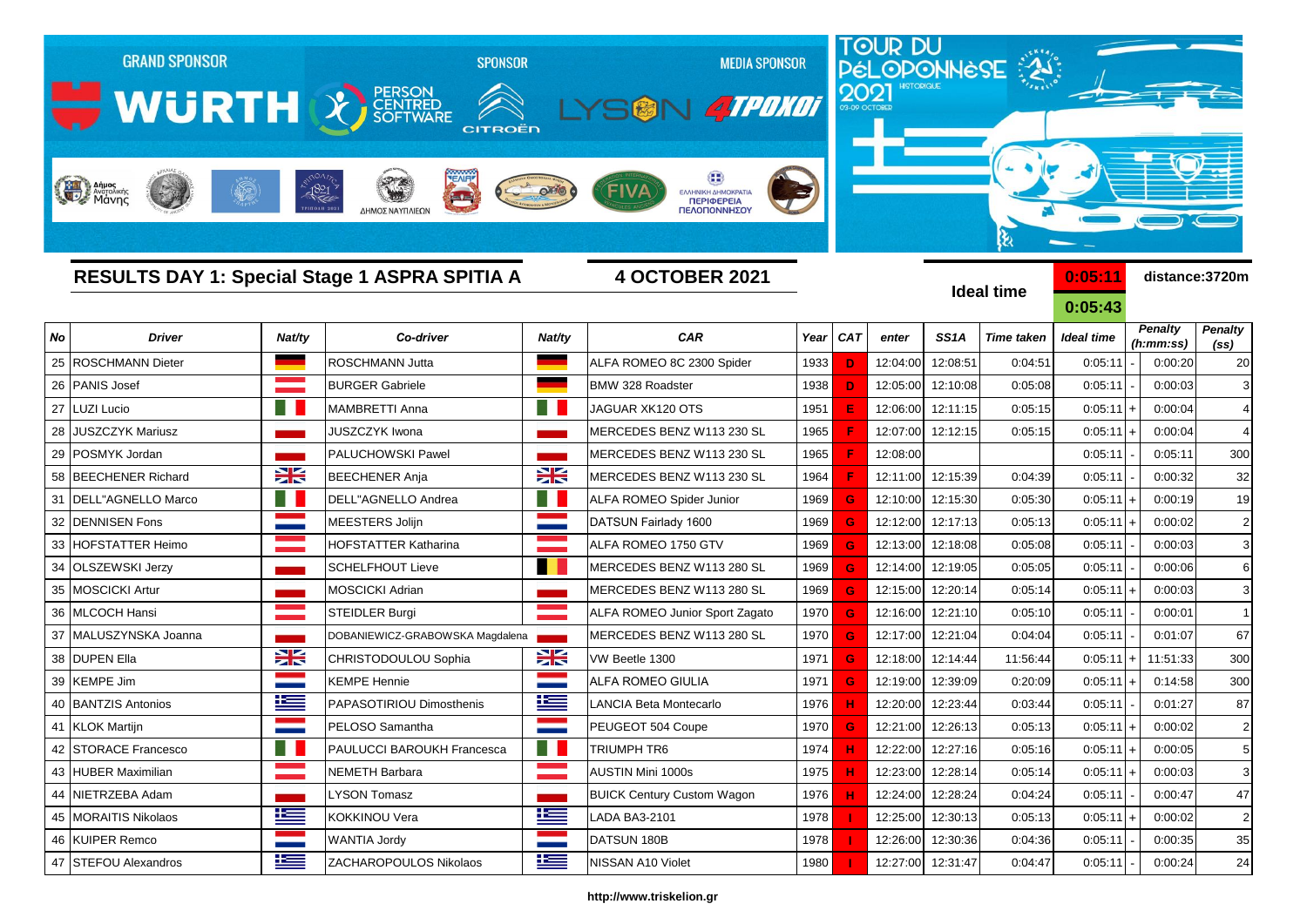GRAND SPONSOR WÜRTH — SPONSOR PERSON CENTRED SOFTWARE, CITROËN — MEDIA SPONSOR LYSON, 4TPOXOI

TOUR DU PÉLOPONNÈSE 2021 HISTORIQUE 03-09 OCTOBER

## RESULTS DAY 1: Special Stage 1 ASPRA SPITIA A

**4 OCTOBER 2021**

**Ideal time** 0:05:11 / 0:05:43 — distance:3720m

| No | Driver | Nat/ty | Co-driver | Nat/ty | CAR | Year | CAT | enter | SS1A | Time taken | Ideal time | | Penalty (h:mm:ss) | Penalty (ss) |
|---|---|---|---|---|---|---|---|---|---|---|---|---|---|---|
| 25 | ROSCHMANN Dieter | | ROSCHMANN Jutta | | ALFA ROMEO 8C 2300 Spider | 1933 | D | 12:04:00 | 12:08:51 | 0:04:51 | 0:05:11 | - | 0:00:20 | 20 |
| 26 | PANIS Josef | | BURGER Gabriele | | BMW 328 Roadster | 1938 | D | 12:05:00 | 12:10:08 | 0:05:08 | 0:05:11 | - | 0:00:03 | 3 |
| 27 | LUZI Lucio | | MAMBRETTI Anna | | JAGUAR XK120 OTS | 1951 | E | 12:06:00 | 12:11:15 | 0:05:15 | 0:05:11 | + | 0:00:04 | 4 |
| 28 | JUSZCZYK Mariusz | | JUSZCZYK Iwona | | MERCEDES BENZ W113 230 SL | 1965 | F | 12:07:00 | 12:12:15 | 0:05:15 | 0:05:11 | + | 0:00:04 | 4 |
| 29 | POSMYK Jordan | | PALUCHOWSKI Pawel | | MERCEDES BENZ W113 230 SL | 1965 | F | 12:08:00 | | | 0:05:11 | - | 0:05:11 | 300 |
| 58 | BEECHENER Richard | | BEECHENER Anja | | MERCEDES BENZ W113 230 SL | 1964 | F | 12:11:00 | 12:15:39 | 0:04:39 | 0:05:11 | - | 0:00:32 | 32 |
| 31 | DELL"AGNELLO Marco | | DELL"AGNELLO Andrea | | ALFA ROMEO Spider Junior | 1969 | G | 12:10:00 | 12:15:30 | 0:05:30 | 0:05:11 | + | 0:00:19 | 19 |
| 32 | DENNISEN Fons | | MEESTERS Jolijn | | DATSUN Fairlady 1600 | 1969 | G | 12:12:00 | 12:17:13 | 0:05:13 | 0:05:11 | + | 0:00:02 | 2 |
| 33 | HOFSTATTER Heimo | | HOFSTATTER Katharina | | ALFA ROMEO 1750 GTV | 1969 | G | 12:13:00 | 12:18:08 | 0:05:08 | 0:05:11 | - | 0:00:03 | 3 |
| 34 | OLSZEWSKI Jerzy | | SCHELFHOUT Lieve | | MERCEDES BENZ W113 280 SL | 1969 | G | 12:14:00 | 12:19:05 | 0:05:05 | 0:05:11 | - | 0:00:06 | 6 |
| 35 | MOSCICKI Artur | | MOSCICKI Adrian | | MERCEDES BENZ W113 280 SL | 1969 | G | 12:15:00 | 12:20:14 | 0:05:14 | 0:05:11 | + | 0:00:03 | 3 |
| 36 | MLCOCH Hansi | | STEIDLER Burgi | | ALFA ROMEO Junior Sport Zagato | 1970 | G | 12:16:00 | 12:21:10 | 0:05:10 | 0:05:11 | - | 0:00:01 | 1 |
| 37 | MALUSZYNSKA Joanna | | DOBANIEWICZ-GRABOWSKA Magdalena | | MERCEDES BENZ W113 280 SL | 1970 | G | 12:17:00 | 12:21:04 | 0:04:04 | 0:05:11 | - | 0:01:07 | 67 |
| 38 | DUPEN Ella | | CHRISTODOULOU Sophia | | VW Beetle 1300 | 1971 | G | 12:18:00 | 12:14:44 | 11:56:44 | 0:05:11 | + | 11:51:33 | 300 |
| 39 | KEMPE Jim | | KEMPE Hennie | | ALFA ROMEO GIULIA | 1971 | G | 12:19:00 | 12:39:09 | 0:20:09 | 0:05:11 | + | 0:14:58 | 300 |
| 40 | BANTZIS Antonios | | PAPASOTIRIOU Dimosthenis | | LANCIA Beta Montecarlo | 1976 | H | 12:20:00 | 12:23:44 | 0:03:44 | 0:05:11 | - | 0:01:27 | 87 |
| 41 | KLOK Martijn | | PELOSO Samantha | | PEUGEOT 504 Coupe | 1970 | G | 12:21:00 | 12:26:13 | 0:05:13 | 0:05:11 | + | 0:00:02 | 2 |
| 42 | STORACE Francesco | | PAULUCCI BAROUKH Francesca | | TRIUMPH TR6 | 1974 | H | 12:22:00 | 12:27:16 | 0:05:16 | 0:05:11 | + | 0:00:05 | 5 |
| 43 | HUBER Maximilian | | NEMETH Barbara | | AUSTIN Mini 1000s | 1975 | H | 12:23:00 | 12:28:14 | 0:05:14 | 0:05:11 | + | 0:00:03 | 3 |
| 44 | NIETRZEBA Adam | | LYSON Tomasz | | BUICK Century Custom Wagon | 1976 | H | 12:24:00 | 12:28:24 | 0:04:24 | 0:05:11 | - | 0:00:47 | 47 |
| 45 | MORAITIS Nikolaos | | KOKKINOU Vera | | LADA BA3-2101 | 1978 | I | 12:25:00 | 12:30:13 | 0:05:13 | 0:05:11 | + | 0:00:02 | 2 |
| 46 | KUIPER Remco | | WANTIA Jordy | | DATSUN 180B | 1978 | I | 12:26:00 | 12:30:36 | 0:04:36 | 0:05:11 | - | 0:00:35 | 35 |
| 47 | STEFOU Alexandros | | ZACHAROPOULOS Nikolaos | | NISSAN A10 Violet | 1980 | I | 12:27:00 | 12:31:47 | 0:04:47 | 0:05:11 | - | 0:00:24 | 24 |

http://www.triskelion.gr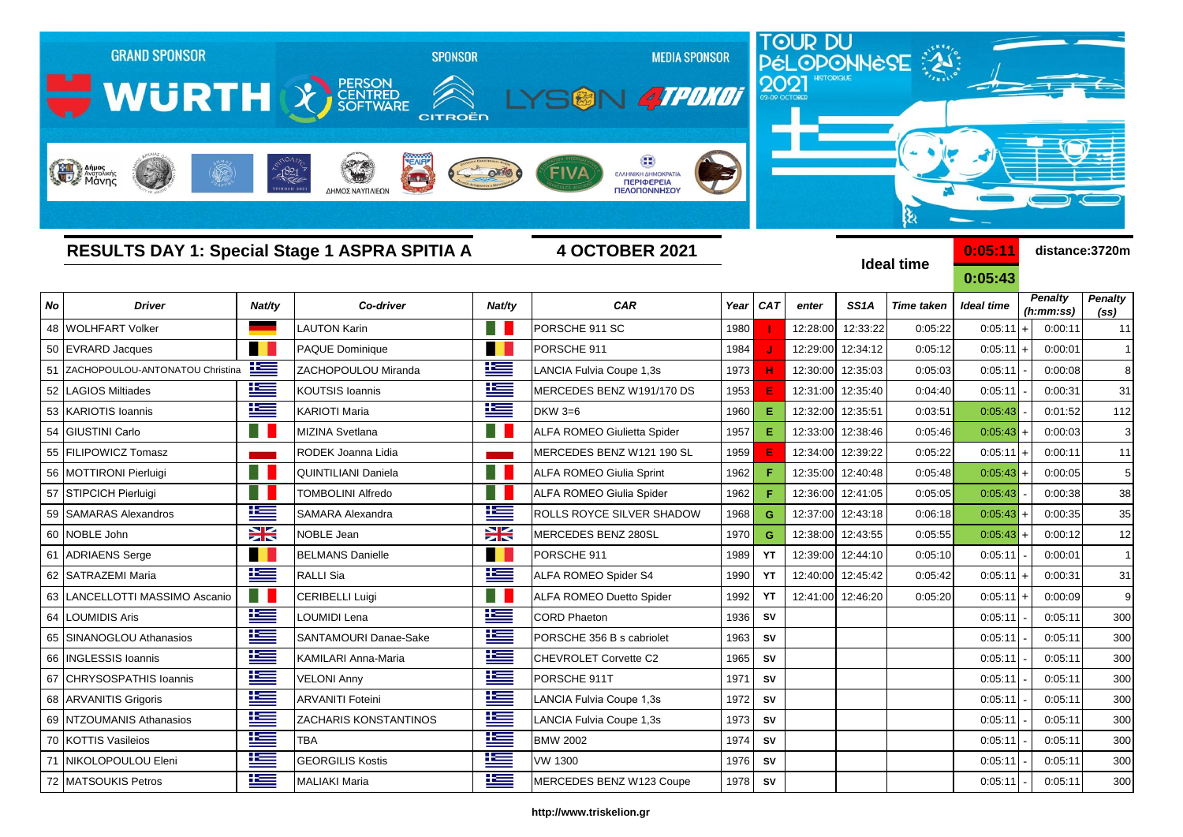GRAND SPONSOR WÜRTH | SPONSOR PERSON CENTRED SOFTWARE CITROËN | MEDIA SPONSOR LYSON 4TPOXOI

TOUR DU PÉLOPONNÈSE 2021 HISTORIQUE 03-09 OCTOBER

## RESULTS DAY 1: Special Stage 1 ASPRA SPITIA A

**4 OCTOBER 2021**

**Ideal time** **0:05:11** **0:05:43** **distance:3720m**

| No | Driver | Nat/ty | Co-driver | Nat/ty | CAR | Year | CAT | enter | SS1A | Time taken | Ideal time | | Penalty (h:mm:ss) | Penalty (ss) |
|---|---|---|---|---|---|---|---|---|---|---|---|---|---|---|
| 48 | WOLHFART Volker | | LAUTON Karin | | PORSCHE 911 SC | 1980 | I | 12:28:00 | 12:33:22 | 0:05:22 | 0:05:11 | + | 0:00:11 | 11 |
| 50 | EVRARD Jacques | | PAQUE Dominique | | PORSCHE 911 | 1984 | J | 12:29:00 | 12:34:12 | 0:05:12 | 0:05:11 | + | 0:00:01 | 1 |
| 51 | ZACHOPOULOU-ANTONATOU Christina | | ZACHOPOULOU Miranda | | LANCIA Fulvia Coupe 1,3s | 1973 | H | 12:30:00 | 12:35:03 | 0:05:03 | 0:05:11 | - | 0:00:08 | 8 |
| 52 | LAGIOS Miltiades | | KOUTSIS Ioannis | | MERCEDES BENZ W191/170 DS | 1953 | E | 12:31:00 | 12:35:40 | 0:04:40 | 0:05:11 | - | 0:00:31 | 31 |
| 53 | KARIOTIS Ioannis | | KARIOTI Maria | | DKW 3=6 | 1960 | E | 12:32:00 | 12:35:51 | 0:03:51 | 0:05:43 | - | 0:01:52 | 112 |
| 54 | GIUSTINI Carlo | | MIZINA Svetlana | | ALFA ROMEO Giulietta Spider | 1957 | E | 12:33:00 | 12:38:46 | 0:05:46 | 0:05:43 | + | 0:00:03 | 3 |
| 55 | FILIPOWICZ Tomasz | | RODEK Joanna Lidia | | MERCEDES BENZ W121 190 SL | 1959 | E | 12:34:00 | 12:39:22 | 0:05:22 | 0:05:11 | + | 0:00:11 | 11 |
| 56 | MOTTIRONI Pierluigi | | QUINTILIANI Daniela | | ALFA ROMEO Giulia Sprint | 1962 | F | 12:35:00 | 12:40:48 | 0:05:48 | 0:05:43 | + | 0:00:05 | 5 |
| 57 | STIPCICH Pierluigi | | TOMBOLINI Alfredo | | ALFA ROMEO Giulia Spider | 1962 | F | 12:36:00 | 12:41:05 | 0:05:05 | 0:05:43 | - | 0:00:38 | 38 |
| 59 | SAMARAS Alexandros | | SAMARA Alexandra | | ROLLS ROYCE SILVER SHADOW | 1968 | G | 12:37:00 | 12:43:18 | 0:06:18 | 0:05:43 | + | 0:00:35 | 35 |
| 60 | NOBLE John | | NOBLE Jean | | MERCEDES BENZ 280SL | 1970 | G | 12:38:00 | 12:43:55 | 0:05:55 | 0:05:43 | + | 0:00:12 | 12 |
| 61 | ADRIAENS Serge | | BELMANS Danielle | | PORSCHE 911 | 1989 | YT | 12:39:00 | 12:44:10 | 0:05:10 | 0:05:11 | - | 0:00:01 | 1 |
| 62 | SATRAZEMI Maria | | RALLI Sia | | ALFA ROMEO Spider S4 | 1990 | YT | 12:40:00 | 12:45:42 | 0:05:42 | 0:05:11 | + | 0:00:31 | 31 |
| 63 | LANCELLOTTI MASSIMO Ascanio | | CERIBELLI Luigi | | ALFA ROMEO Duetto Spider | 1992 | YT | 12:41:00 | 12:46:20 | 0:05:20 | 0:05:11 | + | 0:00:09 | 9 |
| 64 | LOUMIDIS Aris | | LOUMIDI Lena | | CORD Phaeton | 1936 | SV | | | | 0:05:11 | - | 0:05:11 | 300 |
| 65 | SINANOGLOU Athanasios | | SANTAMOURI Danae-Sake | | PORSCHE 356 B s cabriolet | 1963 | SV | | | | 0:05:11 | - | 0:05:11 | 300 |
| 66 | INGLESSIS Ioannis | | KAMILARI Anna-Maria | | CHEVROLET Corvette C2 | 1965 | SV | | | | 0:05:11 | - | 0:05:11 | 300 |
| 67 | CHRYSOSPATHIS Ioannis | | VELONI Anny | | PORSCHE 911T | 1971 | SV | | | | 0:05:11 | - | 0:05:11 | 300 |
| 68 | ARVANITIS Grigoris | | ARVANITI Foteini | | LANCIA Fulvia Coupe 1,3s | 1972 | SV | | | | 0:05:11 | - | 0:05:11 | 300 |
| 69 | NTZOUMANIS Athanasios | | ZACHARIS KONSTANTINOS | | LANCIA Fulvia Coupe 1,3s | 1973 | SV | | | | 0:05:11 | - | 0:05:11 | 300 |
| 70 | KOTTIS Vasileios | | TBA | | BMW 2002 | 1974 | SV | | | | 0:05:11 | - | 0:05:11 | 300 |
| 71 | NIKOLOPOULOU Eleni | | GEORGILIS Kostis | | VW 1300 | 1976 | SV | | | | 0:05:11 | - | 0:05:11 | 300 |
| 72 | MATSOUKIS Petros | | MALIAKI Maria | | MERCEDES BENZ W123 Coupe | 1978 | SV | | | | 0:05:11 | - | 0:05:11 | 300 |

http://www.triskelion.gr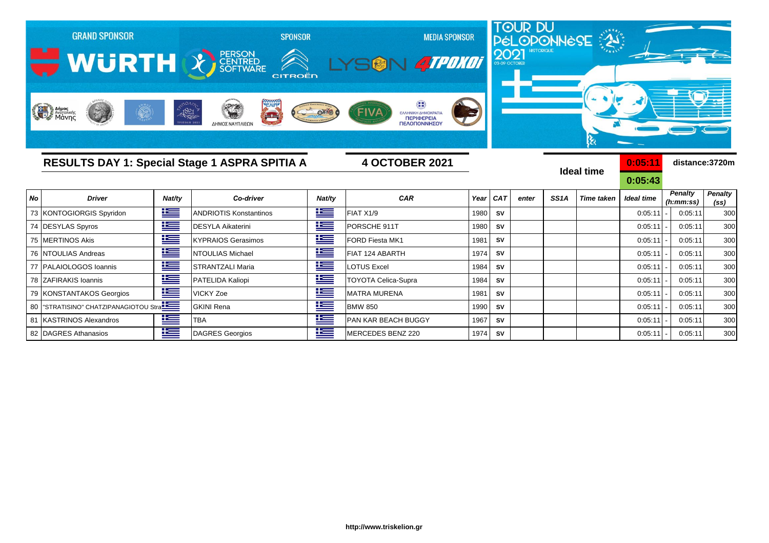GRAND SPONSOR WÜRTH | PERSON CENTRED SOFTWARE | SPONSOR CITROËN | MEDIA SPONSOR LYSON 4ΤΡΟΧΟΙ

TOUR DU PÉLOPONNÈSE 2021 HISTORIQUE 03-09 OCTOBER

Δήμος Ανατολικής Μάνης | ΔΗΜΟΣ ΝΑΥΠΛΙΕΩΝ | FIVA | ΕΛΛΗΝΙΚΗ ΔΗΜΟΚΡΑΤΙΑ ΠΕΡΙΦΕΡΕΙΑ ΠΕΛΟΠΟΝΝΗΣΟΥ

## RESULTS DAY 1: Special Stage 1 ASPRA SPITIA A

**4 OCTOBER 2021**

**Ideal time** 0:05:11 / 0:05:43

**distance:3720m**

| No | Driver | Nat/ty | Co-driver | Nat/ty | CAR | Year | CAT | enter | SS1A | Time taken | Ideal time | | Penalty (h:mm:ss) | Penalty (ss) |
|---|---|---|---|---|---|---|---|---|---|---|---|---|---|---|
| 73 | KONTOGIORGIS Spyridon | | ANDRIOTIS Konstantinos | | FIAT X1/9 | 1980 | SV | | | | 0:05:11 | - | 0:05:11 | 300 |
| 74 | DESYLAS Spyros | | DESYLA Aikaterini | | PORSCHE 911T | 1980 | SV | | | | 0:05:11 | - | 0:05:11 | 300 |
| 75 | MERTINOS Akis | | KYPRAIOS Gerasimos | | FORD Fiesta MK1 | 1981 | SV | | | | 0:05:11 | - | 0:05:11 | 300 |
| 76 | NTOULIAS Andreas | | NTOULIAS Michael | | FIAT 124 ABARTH | 1974 | SV | | | | 0:05:11 | - | 0:05:11 | 300 |
| 77 | PALAIOLOGOS Ioannis | | STRANTZALI Maria | | LOTUS Excel | 1984 | SV | | | | 0:05:11 | - | 0:05:11 | 300 |
| 78 | ZAFIRAKIS Ioannis | | PATELIDA Kaliopi | | TOYOTA Celica-Supra | 1984 | SV | | | | 0:05:11 | - | 0:05:11 | 300 |
| 79 | KONSTANTAKOS Georgios | | VICKY Zoe | | MATRA MURENA | 1981 | SV | | | | 0:05:11 | - | 0:05:11 | 300 |
| 80 | "STRATISINO" CHATZIPANAGIOTOU Stra | | GKINI Rena | | BMW 850 | 1990 | SV | | | | 0:05:11 | - | 0:05:11 | 300 |
| 81 | KASTRINOS Alexandros | | TBA | | PAN KAR BEACH BUGGY | 1967 | SV | | | | 0:05:11 | - | 0:05:11 | 300 |
| 82 | DAGRES Athanasios | | DAGRES Georgios | | MERCEDES BENZ 220 | 1974 | SV | | | | 0:05:11 | - | 0:05:11 | 300 |

http://www.triskelion.gr